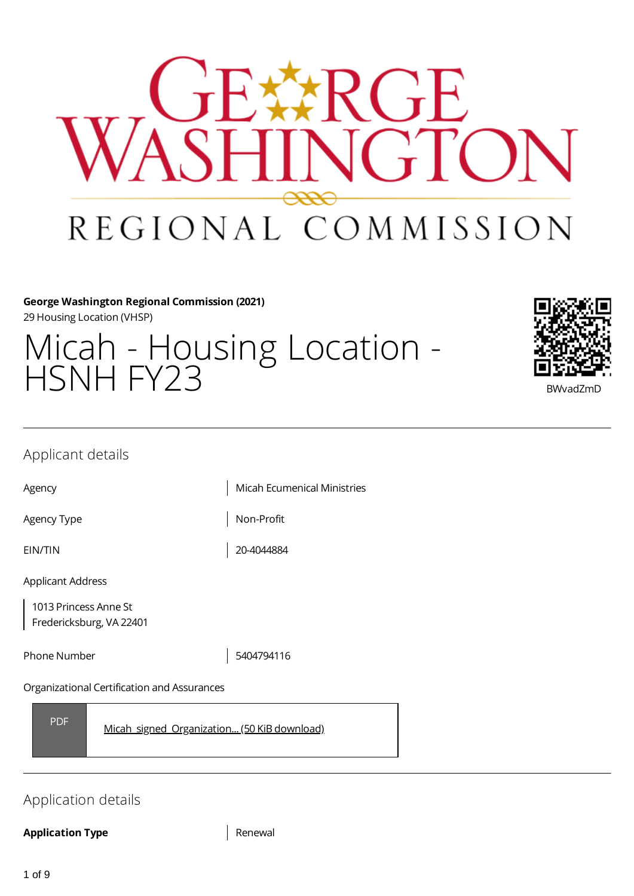GEORGE WASHINGTON REGIONAL COMMISSION

**George Washington Regional Commission (2021)**
29 Housing Location (VHSP)

# Micah - Housing Location - HSNH FY23

BWvadZmD

## Applicant details

| | |
|---|---|
| Agency | Micah Ecumenical Ministries |
| Agency Type | Non-Profit |
| EIN/TIN | 20-4044884 |

Applicant Address

1013 Princess Anne St
Fredericksburg, VA 22401

| | |
|---|---|
| Phone Number | 5404794116 |

Organizational Certification and Assurances

PDF — Micah_signed_Organization... (50 KiB download)

## Application details

| | |
|---|---|
| **Application Type** | Renewal |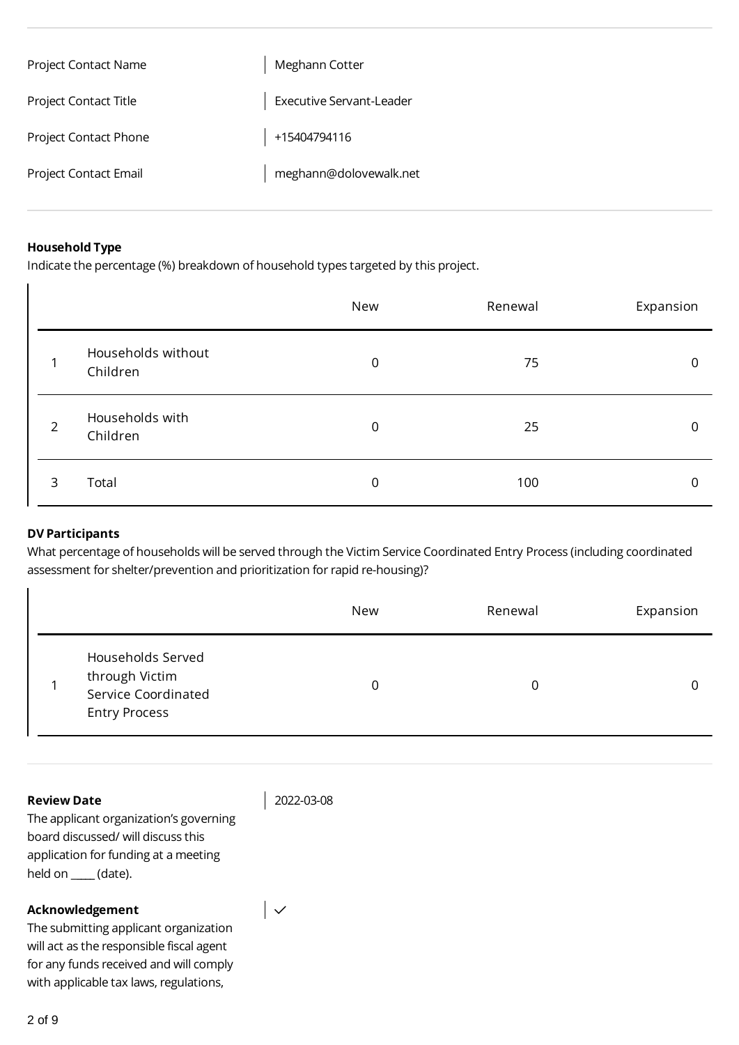| | |
|---|---|
| Project Contact Name | Meghann Cotter |
| Project Contact Title | Executive Servant-Leader |
| Project Contact Phone | +15404794116 |
| Project Contact Email | meghann@dolovewalk.net |

**Household Type**

Indicate the percentage (%) breakdown of household types targeted by this project.

| | | New | Renewal | Expansion |
|---|---|---|---|---|
| 1 | Households without Children | 0 | 75 | 0 |
| 2 | Households with Children | 0 | 25 | 0 |
| 3 | Total | 0 | 100 | 0 |

**DV Participants**

What percentage of households will be served through the Victim Service Coordinated Entry Process (including coordinated assessment for shelter/prevention and prioritization for rapid re-housing)?

| | | New | Renewal | Expansion |
|---|---|---|---|---|
| 1 | Households Served through Victim Service Coordinated Entry Process | 0 | 0 | 0 |

**Review Date**

The applicant organization's governing board discussed/ will discuss this application for funding at a meeting held on ____ (date).

2022-03-08

**Acknowledgement**

The submitting applicant organization will act as the responsible fiscal agent for any funds received and will comply with applicable tax laws, regulations,

✓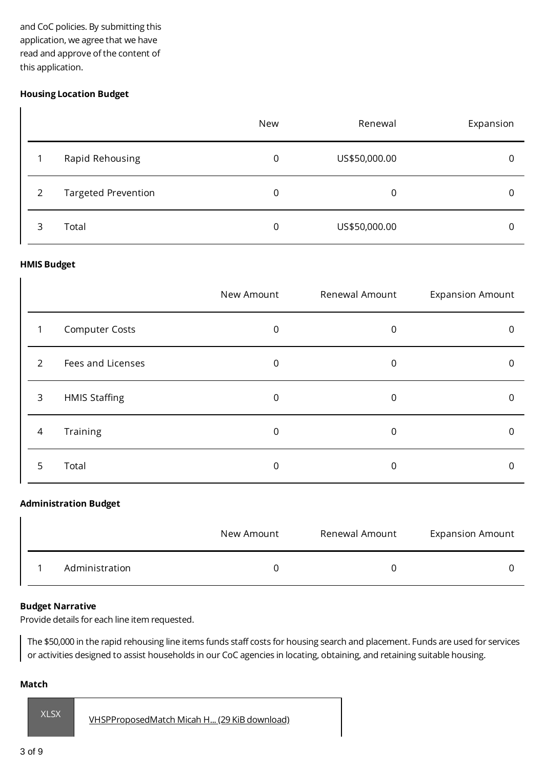and CoC policies. By submitting this application, we agree that we have read and approve of the content of this application.

**Housing Location Budget**

| | | New | Renewal | Expansion |
|---|---|---|---|---|
| 1 | Rapid Rehousing | 0 | US$50,000.00 | 0 |
| 2 | Targeted Prevention | 0 | 0 | 0 |
| 3 | Total | 0 | US$50,000.00 | 0 |

**HMIS Budget**

| | | New Amount | Renewal Amount | Expansion Amount |
|---|---|---|---|---|
| 1 | Computer Costs | 0 | 0 | 0 |
| 2 | Fees and Licenses | 0 | 0 | 0 |
| 3 | HMIS Staffing | 0 | 0 | 0 |
| 4 | Training | 0 | 0 | 0 |
| 5 | Total | 0 | 0 | 0 |

**Administration Budget**

| | | New Amount | Renewal Amount | Expansion Amount |
|---|---|---|---|---|
| 1 | Administration | 0 | 0 | 0 |

**Budget Narrative**

Provide details for each line item requested.

The $50,000 in the rapid rehousing line items funds staff costs for housing search and placement. Funds are used for services or activities designed to assist households in our CoC agencies in locating, obtaining, and retaining suitable housing.

**Match**

XLSX VHSPProposedMatch Micah H... (29 KiB download)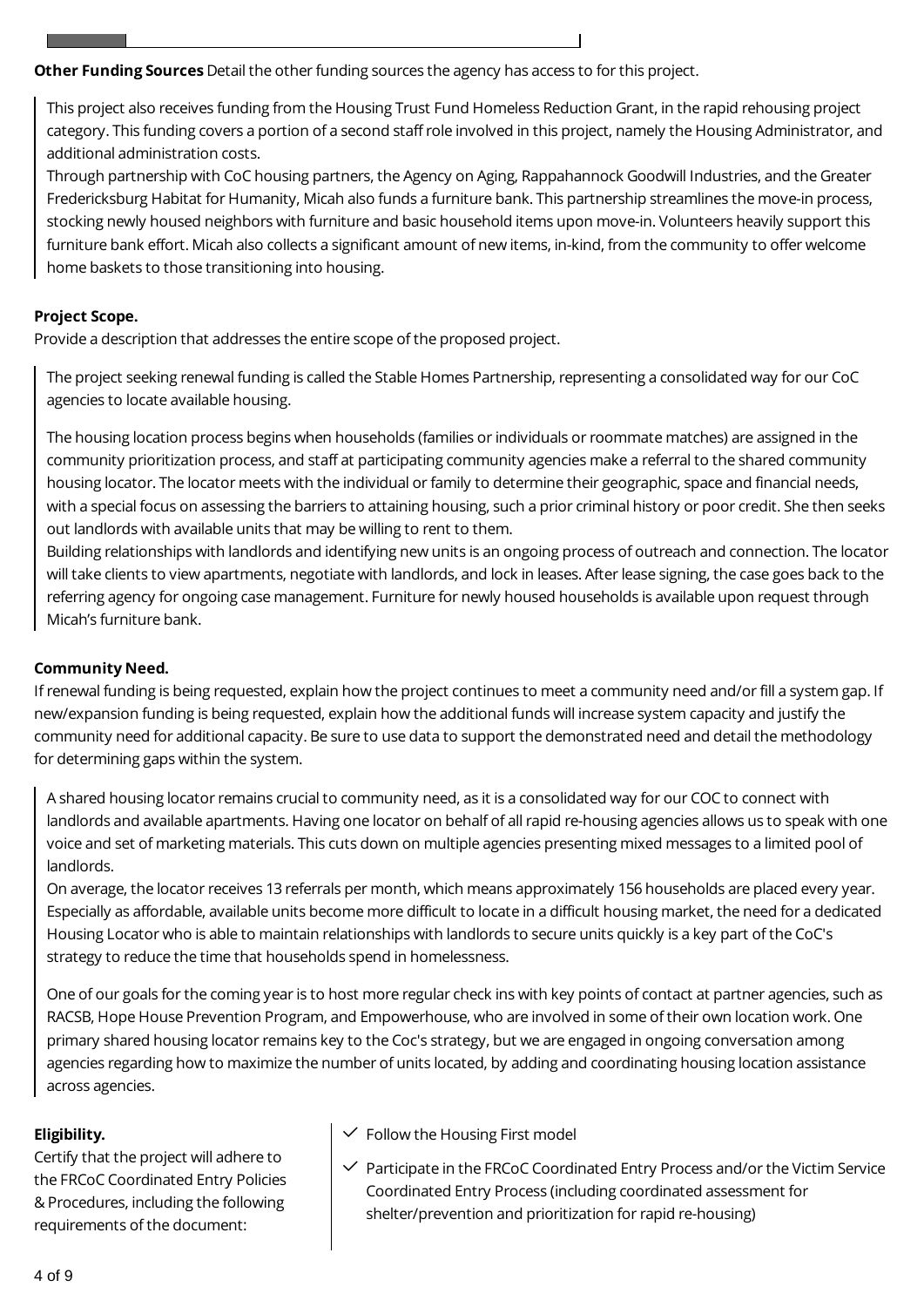**Other Funding Sources** Detail the other funding sources the agency has access to for this project.

This project also receives funding from the Housing Trust Fund Homeless Reduction Grant, in the rapid rehousing project category. This funding covers a portion of a second staff role involved in this project, namely the Housing Administrator, and additional administration costs.
Through partnership with CoC housing partners, the Agency on Aging, Rappahannock Goodwill Industries, and the Greater Fredericksburg Habitat for Humanity, Micah also funds a furniture bank. This partnership streamlines the move-in process, stocking newly housed neighbors with furniture and basic household items upon move-in. Volunteers heavily support this furniture bank effort. Micah also collects a significant amount of new items, in-kind, from the community to offer welcome home baskets to those transitioning into housing.

**Project Scope.**
Provide a description that addresses the entire scope of the proposed project.

The project seeking renewal funding is called the Stable Homes Partnership, representing a consolidated way for our CoC agencies to locate available housing.

The housing location process begins when households (families or individuals or roommate matches) are assigned in the community prioritization process, and staff at participating community agencies make a referral to the shared community housing locator. The locator meets with the individual or family to determine their geographic, space and financial needs, with a special focus on assessing the barriers to attaining housing, such a prior criminal history or poor credit. She then seeks out landlords with available units that may be willing to rent to them.
Building relationships with landlords and identifying new units is an ongoing process of outreach and connection. The locator will take clients to view apartments, negotiate with landlords, and lock in leases. After lease signing, the case goes back to the referring agency for ongoing case management. Furniture for newly housed households is available upon request through Micah's furniture bank.

**Community Need.**
If renewal funding is being requested, explain how the project continues to meet a community need and/or fill a system gap. If new/expansion funding is being requested, explain how the additional funds will increase system capacity and justify the community need for additional capacity. Be sure to use data to support the demonstrated need and detail the methodology for determining gaps within the system.

A shared housing locator remains crucial to community need, as it is a consolidated way for our COC to connect with landlords and available apartments. Having one locator on behalf of all rapid re-housing agencies allows us to speak with one voice and set of marketing materials. This cuts down on multiple agencies presenting mixed messages to a limited pool of landlords.
On average, the locator receives 13 referrals per month, which means approximately 156 households are placed every year. Especially as affordable, available units become more difficult to locate in a difficult housing market, the need for a dedicated Housing Locator who is able to maintain relationships with landlords to secure units quickly is a key part of the CoC's strategy to reduce the time that households spend in homelessness.

One of our goals for the coming year is to host more regular check ins with key points of contact at partner agencies, such as RACSB, Hope House Prevention Program, and Empowerhouse, who are involved in some of their own location work. One primary shared housing locator remains key to the Coc's strategy, but we are engaged in ongoing conversation among agencies regarding how to maximize the number of units located, by adding and coordinating housing location assistance across agencies.

**Eligibility.**
Certify that the project will adhere to the FRCoC Coordinated Entry Policies & Procedures, including the following requirements of the document:

- ✓ Follow the Housing First model
- ✓ Participate in the FRCoC Coordinated Entry Process and/or the Victim Service Coordinated Entry Process (including coordinated assessment for shelter/prevention and prioritization for rapid re-housing)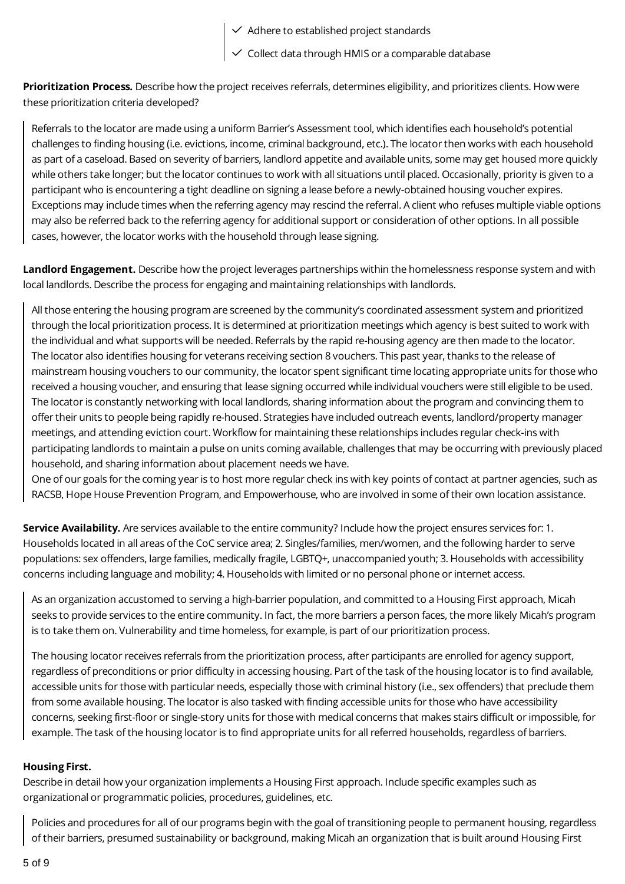- ✓ Adhere to established project standards
- ✓ Collect data through HMIS or a comparable database

**Prioritization Process.** Describe how the project receives referrals, determines eligibility, and prioritizes clients. How were these prioritization criteria developed?

> Referrals to the locator are made using a uniform Barrier's Assessment tool, which identifies each household's potential challenges to finding housing (i.e. evictions, income, criminal background, etc.). The locator then works with each household as part of a caseload. Based on severity of barriers, landlord appetite and available units, some may get housed more quickly while others take longer; but the locator continues to work with all situations until placed. Occasionally, priority is given to a participant who is encountering a tight deadline on signing a lease before a newly-obtained housing voucher expires. Exceptions may include times when the referring agency may rescind the referral. A client who refuses multiple viable options may also be referred back to the referring agency for additional support or consideration of other options. In all possible cases, however, the locator works with the household through lease signing.

**Landlord Engagement.** Describe how the project leverages partnerships within the homelessness response system and with local landlords. Describe the process for engaging and maintaining relationships with landlords.

> All those entering the housing program are screened by the community's coordinated assessment system and prioritized through the local prioritization process. It is determined at prioritization meetings which agency is best suited to work with the individual and what supports will be needed. Referrals by the rapid re-housing agency are then made to the locator.
> The locator also identifies housing for veterans receiving section 8 vouchers. This past year, thanks to the release of mainstream housing vouchers to our community, the locator spent significant time locating appropriate units for those who received a housing voucher, and ensuring that lease signing occurred while individual vouchers were still eligible to be used.
> The locator is constantly networking with local landlords, sharing information about the program and convincing them to offer their units to people being rapidly re-housed. Strategies have included outreach events, landlord/property manager meetings, and attending eviction court. Workflow for maintaining these relationships includes regular check-ins with participating landlords to maintain a pulse on units coming available, challenges that may be occurring with previously placed household, and sharing information about placement needs we have.
> One of our goals for the coming year is to host more regular check ins with key points of contact at partner agencies, such as RACSB, Hope House Prevention Program, and Empowerhouse, who are involved in some of their own location assistance.

**Service Availability.** Are services available to the entire community? Include how the project ensures services for: 1. Households located in all areas of the CoC service area; 2. Singles/families, men/women, and the following harder to serve populations: sex offenders, large families, medically fragile, LGBTQ+, unaccompanied youth; 3. Households with accessibility concerns including language and mobility; 4. Households with limited or no personal phone or internet access.

> As an organization accustomed to serving a high-barrier population, and committed to a Housing First approach, Micah seeks to provide services to the entire community. In fact, the more barriers a person faces, the more likely Micah's program is to take them on. Vulnerability and time homeless, for example, is part of our prioritization process.
>
> The housing locator receives referrals from the prioritization process, after participants are enrolled for agency support, regardless of preconditions or prior difficulty in accessing housing. Part of the task of the housing locator is to find available, accessible units for those with particular needs, especially those with criminal history (i.e., sex offenders) that preclude them from some available housing. The locator is also tasked with finding accessible units for those who have accessibility concerns, seeking first-floor or single-story units for those with medical concerns that makes stairs difficult or impossible, for example. The task of the housing locator is to find appropriate units for all referred households, regardless of barriers.

**Housing First.**

Describe in detail how your organization implements a Housing First approach. Include specific examples such as organizational or programmatic policies, procedures, guidelines, etc.

> Policies and procedures for all of our programs begin with the goal of transitioning people to permanent housing, regardless of their barriers, presumed sustainability or background, making Micah an organization that is built around Housing First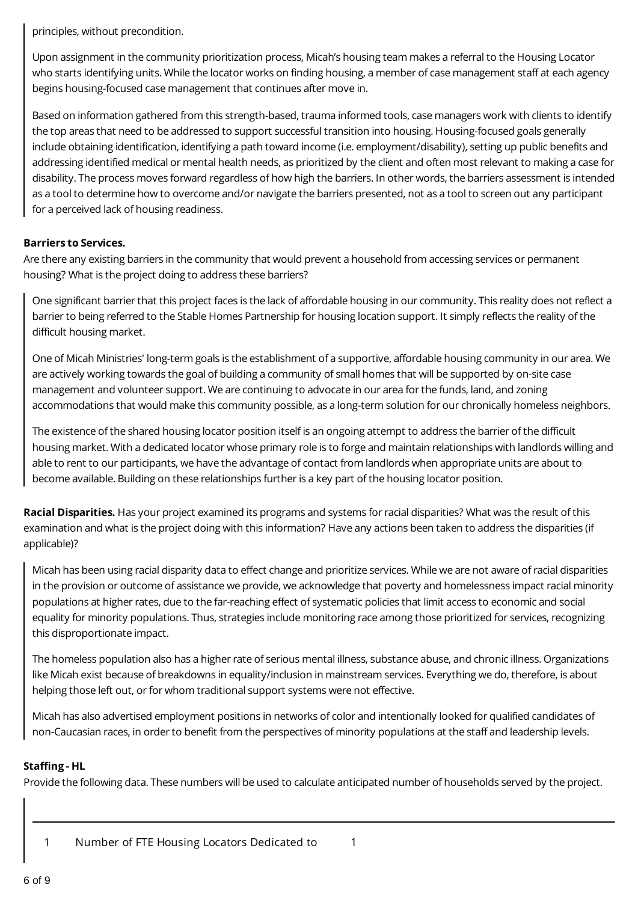principles, without precondition.

Upon assignment in the community prioritization process, Micah's housing team makes a referral to the Housing Locator who starts identifying units. While the locator works on finding housing, a member of case management staff at each agency begins housing-focused case management that continues after move in.

Based on information gathered from this strength-based, trauma informed tools, case managers work with clients to identify the top areas that need to be addressed to support successful transition into housing. Housing-focused goals generally include obtaining identification, identifying a path toward income (i.e. employment/disability), setting up public benefits and addressing identified medical or mental health needs, as prioritized by the client and often most relevant to making a case for disability. The process moves forward regardless of how high the barriers. In other words, the barriers assessment is intended as a tool to determine how to overcome and/or navigate the barriers presented, not as a tool to screen out any participant for a perceived lack of housing readiness.

**Barriers to Services.**

Are there any existing barriers in the community that would prevent a household from accessing services or permanent housing? What is the project doing to address these barriers?

One significant barrier that this project faces is the lack of affordable housing in our community. This reality does not reflect a barrier to being referred to the Stable Homes Partnership for housing location support. It simply reflects the reality of the difficult housing market.

One of Micah Ministries' long-term goals is the establishment of a supportive, affordable housing community in our area. We are actively working towards the goal of building a community of small homes that will be supported by on-site case management and volunteer support. We are continuing to advocate in our area for the funds, land, and zoning accommodations that would make this community possible, as a long-term solution for our chronically homeless neighbors.

The existence of the shared housing locator position itself is an ongoing attempt to address the barrier of the difficult housing market. With a dedicated locator whose primary role is to forge and maintain relationships with landlords willing and able to rent to our participants, we have the advantage of contact from landlords when appropriate units are about to become available. Building on these relationships further is a key part of the housing locator position.

**Racial Disparities.** Has your project examined its programs and systems for racial disparities? What was the result of this examination and what is the project doing with this information? Have any actions been taken to address the disparities (if applicable)?

Micah has been using racial disparity data to effect change and prioritize services. While we are not aware of racial disparities in the provision or outcome of assistance we provide, we acknowledge that poverty and homelessness impact racial minority populations at higher rates, due to the far-reaching effect of systematic policies that limit access to economic and social equality for minority populations. Thus, strategies include monitoring race among those prioritized for services, recognizing this disproportionate impact.

The homeless population also has a higher rate of serious mental illness, substance abuse, and chronic illness. Organizations like Micah exist because of breakdowns in equality/inclusion in mainstream services. Everything we do, therefore, is about helping those left out, or for whom traditional support systems were not effective.

Micah has also advertised employment positions in networks of color and intentionally looked for qualified candidates of non-Caucasian races, in order to benefit from the perspectives of minority populations at the staff and leadership levels.

**Staffing - HL**

Provide the following data. These numbers will be used to calculate anticipated number of households served by the project.

| | | |
|---|---|---|
| 1 | Number of FTE Housing Locators Dedicated to | 1 |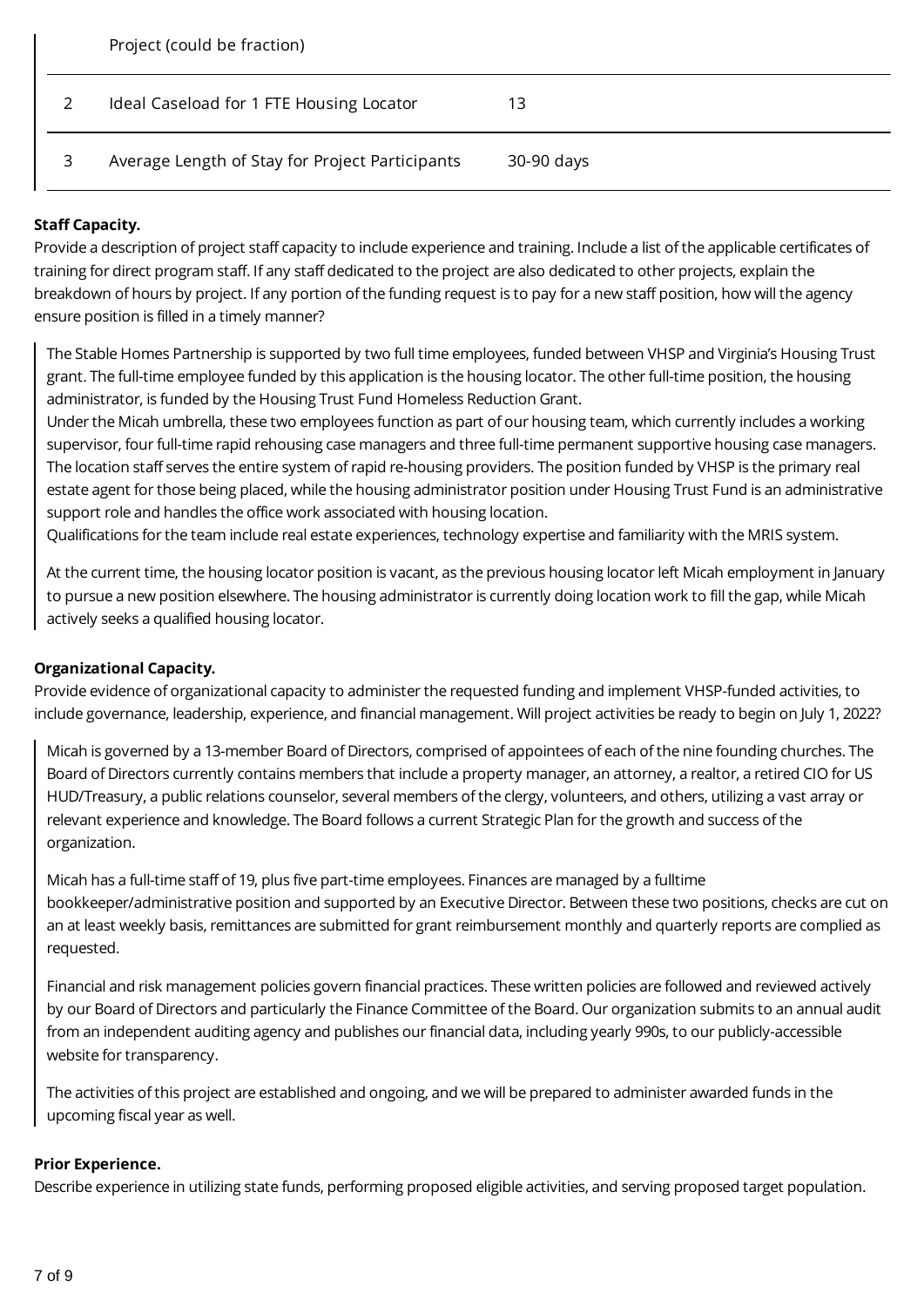| | Project (could be fraction) | |
|---|---|---|
| 2 | Ideal Caseload for 1 FTE Housing Locator | 13 |
| 3 | Average Length of Stay for Project Participants | 30-90 days |

**Staff Capacity.**

Provide a description of project staff capacity to include experience and training. Include a list of the applicable certificates of training for direct program staff. If any staff dedicated to the project are also dedicated to other projects, explain the breakdown of hours by project. If any portion of the funding request is to pay for a new staff position, how will the agency ensure position is filled in a timely manner?

> The Stable Homes Partnership is supported by two full time employees, funded between VHSP and Virginia's Housing Trust grant. The full-time employee funded by this application is the housing locator. The other full-time position, the housing administrator, is funded by the Housing Trust Fund Homeless Reduction Grant.
> Under the Micah umbrella, these two employees function as part of our housing team, which currently includes a working supervisor, four full-time rapid rehousing case managers and three full-time permanent supportive housing case managers. The location staff serves the entire system of rapid re-housing providers. The position funded by VHSP is the primary real estate agent for those being placed, while the housing administrator position under Housing Trust Fund is an administrative support role and handles the office work associated with housing location.
> Qualifications for the team include real estate experiences, technology expertise and familiarity with the MRIS system.
>
> At the current time, the housing locator position is vacant, as the previous housing locator left Micah employment in January to pursue a new position elsewhere. The housing administrator is currently doing location work to fill the gap, while Micah actively seeks a qualified housing locator.

**Organizational Capacity.**

Provide evidence of organizational capacity to administer the requested funding and implement VHSP-funded activities, to include governance, leadership, experience, and financial management. Will project activities be ready to begin on July 1, 2022?

> Micah is governed by a 13-member Board of Directors, comprised of appointees of each of the nine founding churches. The Board of Directors currently contains members that include a property manager, an attorney, a realtor, a retired CIO for US HUD/Treasury, a public relations counselor, several members of the clergy, volunteers, and others, utilizing a vast array or relevant experience and knowledge. The Board follows a current Strategic Plan for the growth and success of the organization.
>
> Micah has a full-time staff of 19, plus five part-time employees. Finances are managed by a fulltime bookkeeper/administrative position and supported by an Executive Director. Between these two positions, checks are cut on an at least weekly basis, remittances are submitted for grant reimbursement monthly and quarterly reports are complied as requested.
>
> Financial and risk management policies govern financial practices. These written policies are followed and reviewed actively by our Board of Directors and particularly the Finance Committee of the Board. Our organization submits to an annual audit from an independent auditing agency and publishes our financial data, including yearly 990s, to our publicly-accessible website for transparency.
>
> The activities of this project are established and ongoing, and we will be prepared to administer awarded funds in the upcoming fiscal year as well.

**Prior Experience.**

Describe experience in utilizing state funds, performing proposed eligible activities, and serving proposed target population.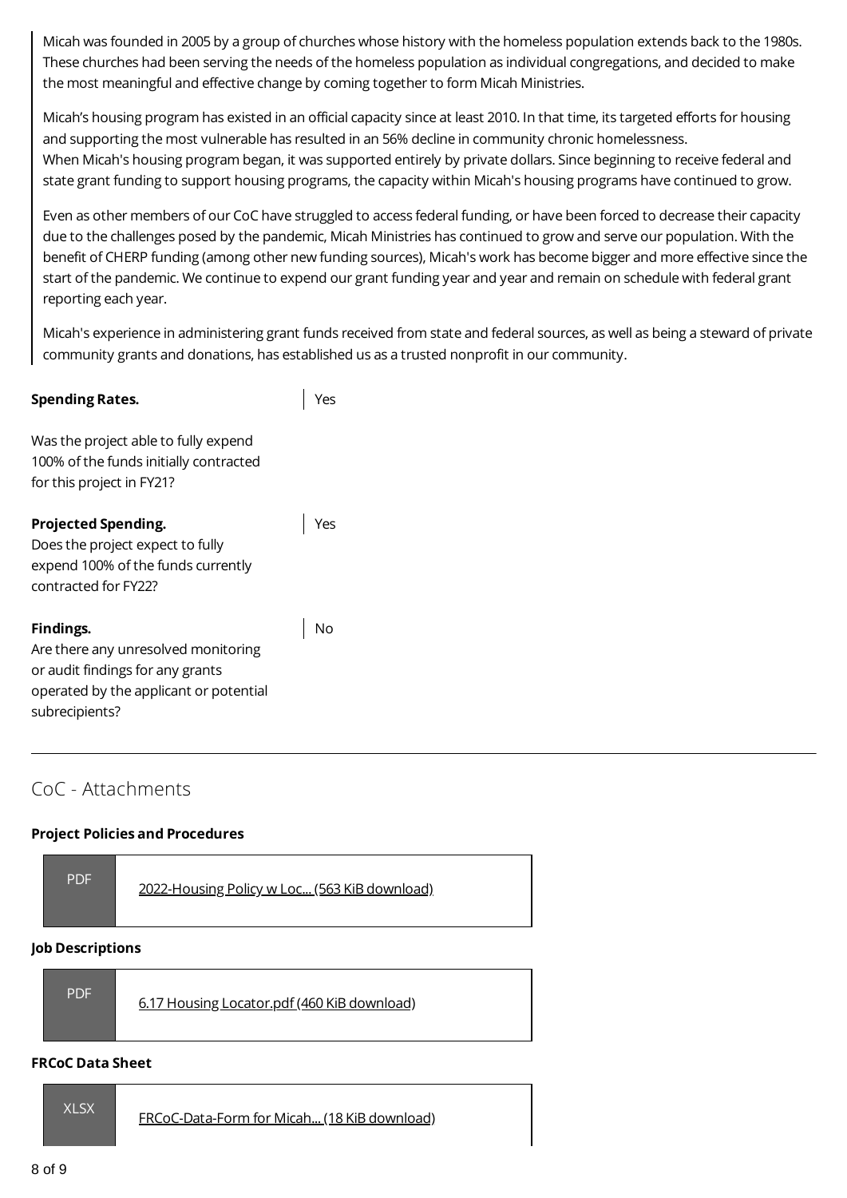> Micah was founded in 2005 by a group of churches whose history with the homeless population extends back to the 1980s. These churches had been serving the needs of the homeless population as individual congregations, and decided to make the most meaningful and effective change by coming together to form Micah Ministries.
>
> Micah's housing program has existed in an official capacity since at least 2010. In that time, its targeted efforts for housing and supporting the most vulnerable has resulted in an 56% decline in community chronic homelessness.
> When Micah's housing program began, it was supported entirely by private dollars. Since beginning to receive federal and state grant funding to support housing programs, the capacity within Micah's housing programs have continued to grow.
>
> Even as other members of our CoC have struggled to access federal funding, or have been forced to decrease their capacity due to the challenges posed by the pandemic, Micah Ministries has continued to grow and serve our population. With the benefit of CHERP funding (among other new funding sources), Micah's work has become bigger and more effective since the start of the pandemic. We continue to expend our grant funding year and year and remain on schedule with federal grant reporting each year.
>
> Micah's experience in administering grant funds received from state and federal sources, as well as being a steward of private community grants and donations, has established us as a trusted nonprofit in our community.

**Spending Rates.**

Was the project able to fully expend 100% of the funds initially contracted for this project in FY21?

Yes

**Projected Spending.**
Does the project expect to fully expend 100% of the funds currently contracted for FY22?

Yes

**Findings.**
Are there any unresolved monitoring or audit findings for any grants operated by the applicant or potential subrecipients?

No

---

## CoC - Attachments

**Project Policies and Procedures**

PDF — 2022-Housing Policy w Loc... (563 KiB download)

**Job Descriptions**

PDF — 6.17 Housing Locator.pdf (460 KiB download)

**FRCoC Data Sheet**

XLSX — FRCoC-Data-Form for Micah... (18 KiB download)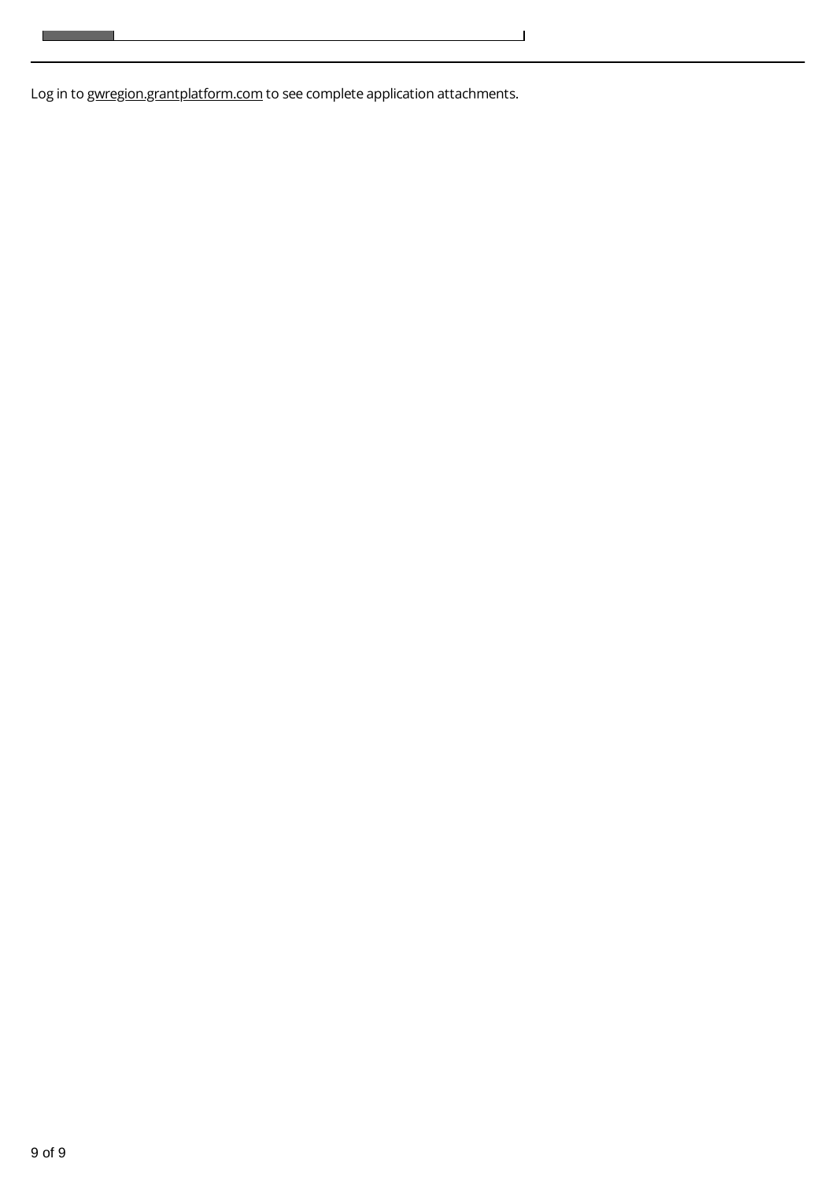Log in to gwregion.grantplatform.com to see complete application attachments.